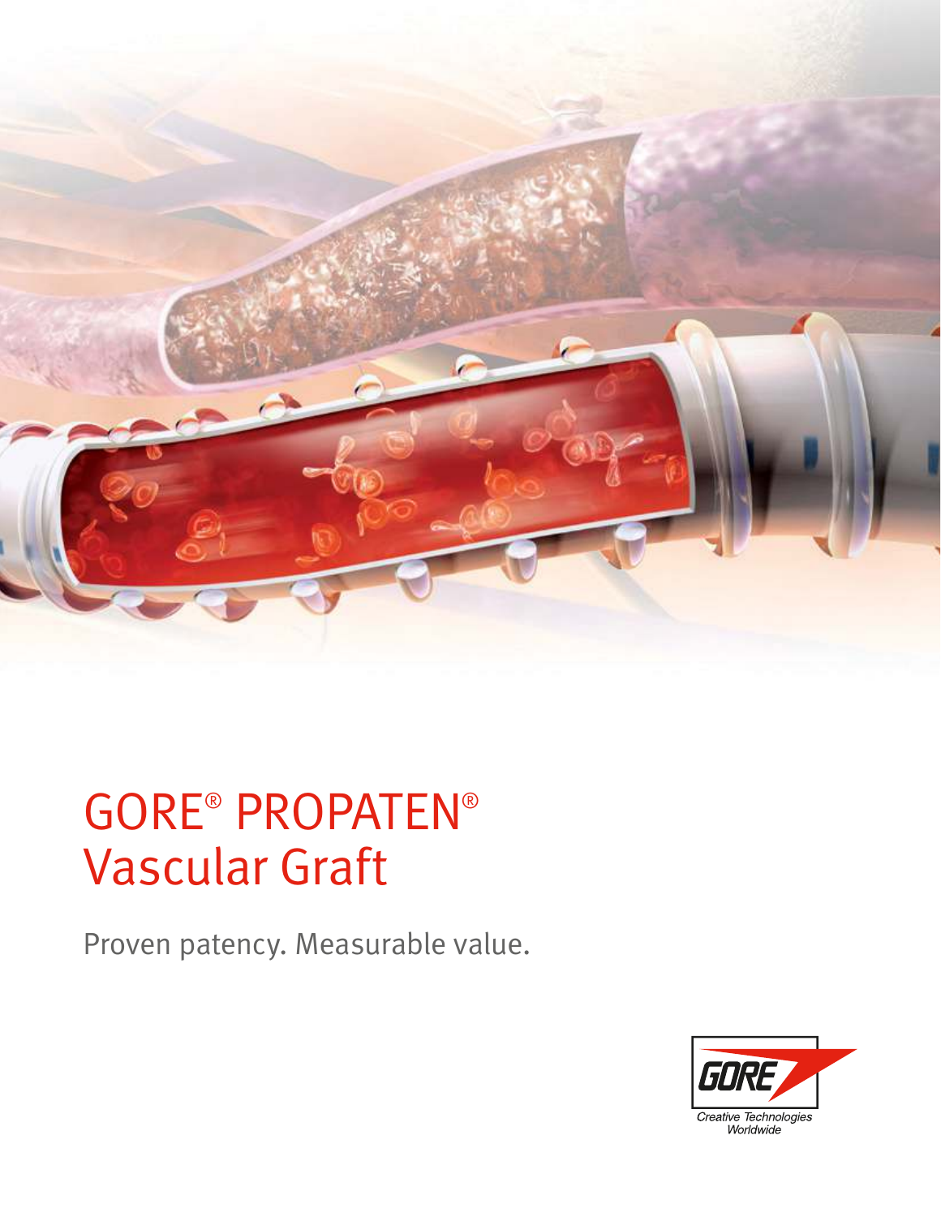# GORE® PROPATEN® Vascular Graft

Proven patency. Measurable value.

GORE

Creative Technologies Worldwide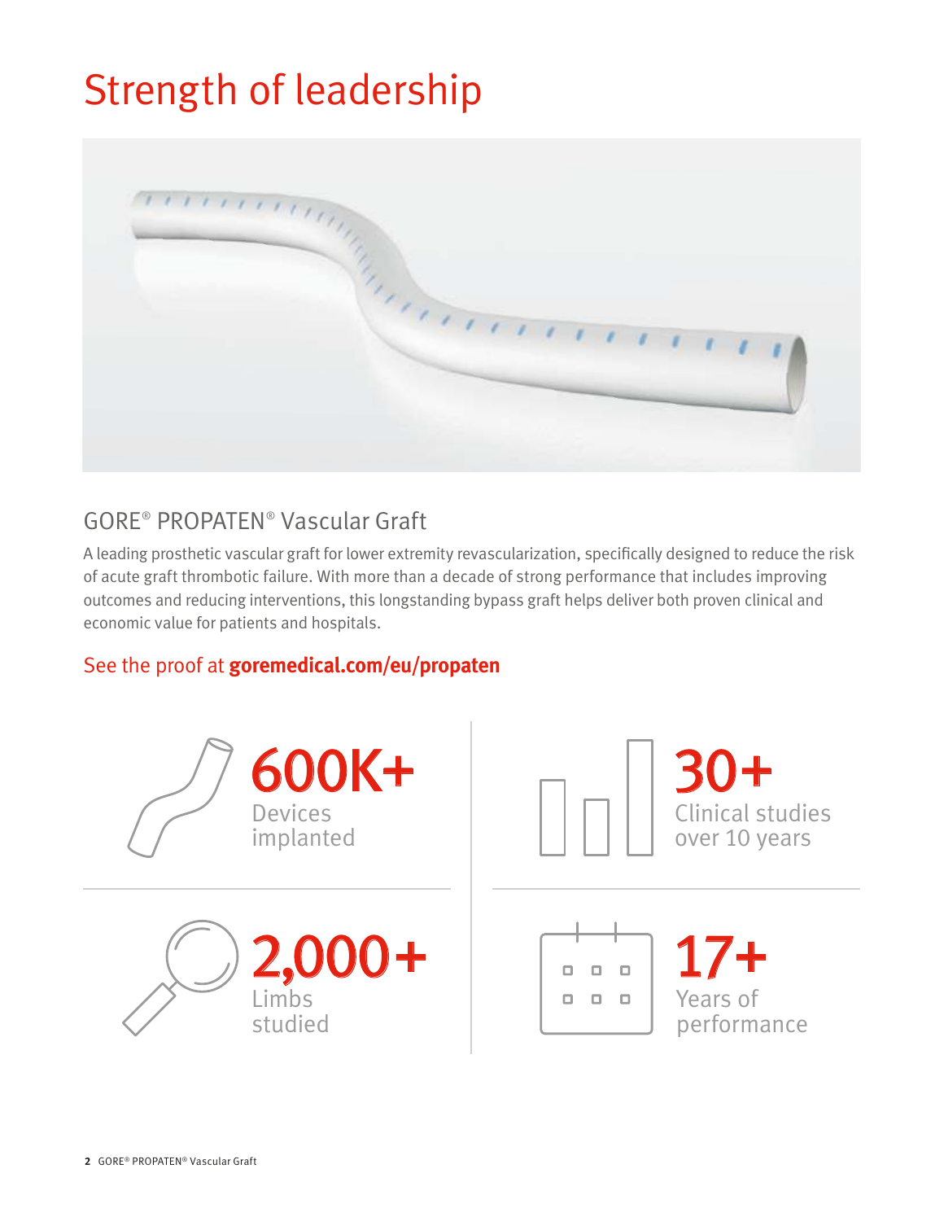# Strength of leadership

## GORE® PROPATEN® Vascular Graft

A leading prosthetic vascular graft for lower extremity revascularization, specifically designed to reduce the risk of acute graft thrombotic failure. With more than a decade of strong performance that includes improving outcomes and reducing interventions, this longstanding bypass graft helps deliver both proven clinical and economic value for patients and hospitals.

See the proof at **goremedical.com/eu/propaten**

**600K+**
Devices implanted

**30+**
Clinical studies over 10 years

**2,000+**
Limbs studied

**17+**
Years of performance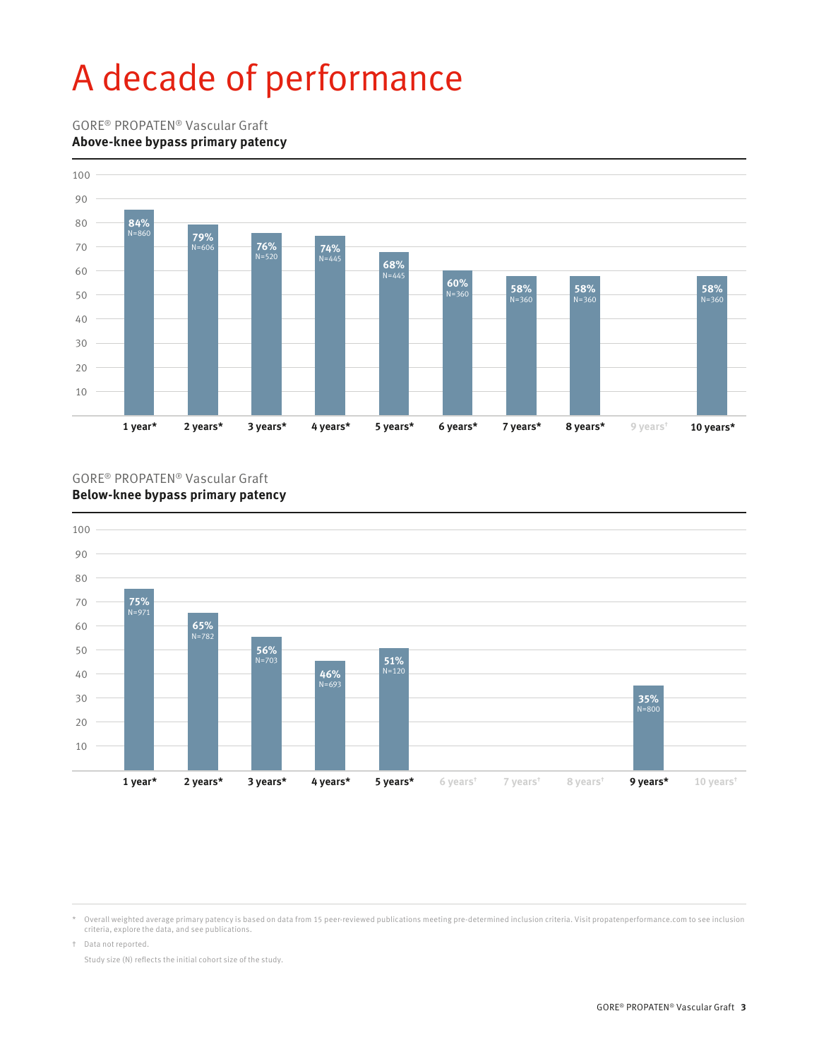# A decade of performance

GORE® PROPATEN® Vascular Graft
**Above-knee bypass primary patency**

| Time | Primary patency | N |
|---|---|---|
| 1 year* | 84% | N=860 |
| 2 years* | 79% | N=606 |
| 3 years* | 76% | N=520 |
| 4 years* | 74% | N=445 |
| 5 years* | 68% | N=445 |
| 6 years* | 60% | N=360 |
| 7 years* | 58% | N=360 |
| 8 years* | 58% | N=360 |
| 9 years† | | |
| 10 years* | 58% | N=360 |

GORE® PROPATEN® Vascular Graft
**Below-knee bypass primary patency**

| Time | Primary patency | N |
|---|---|---|
| 1 year* | 75% | N=971 |
| 2 years* | 65% | N=782 |
| 3 years* | 56% | N=703 |
| 4 years* | 46% | N=693 |
| 5 years* | 51% | N=120 |
| 6 years† | | |
| 7 years† | | |
| 8 years† | | |
| 9 years* | 35% | N=800 |
| 10 years† | | |

\* Overall weighted average primary patency is based on data from 15 peer-reviewed publications meeting pre-determined inclusion criteria. Visit propatenperformance.com to see inclusion criteria, explore the data, and see publications.

† Data not reported.

Study size (N) reflects the initial cohort size of the study.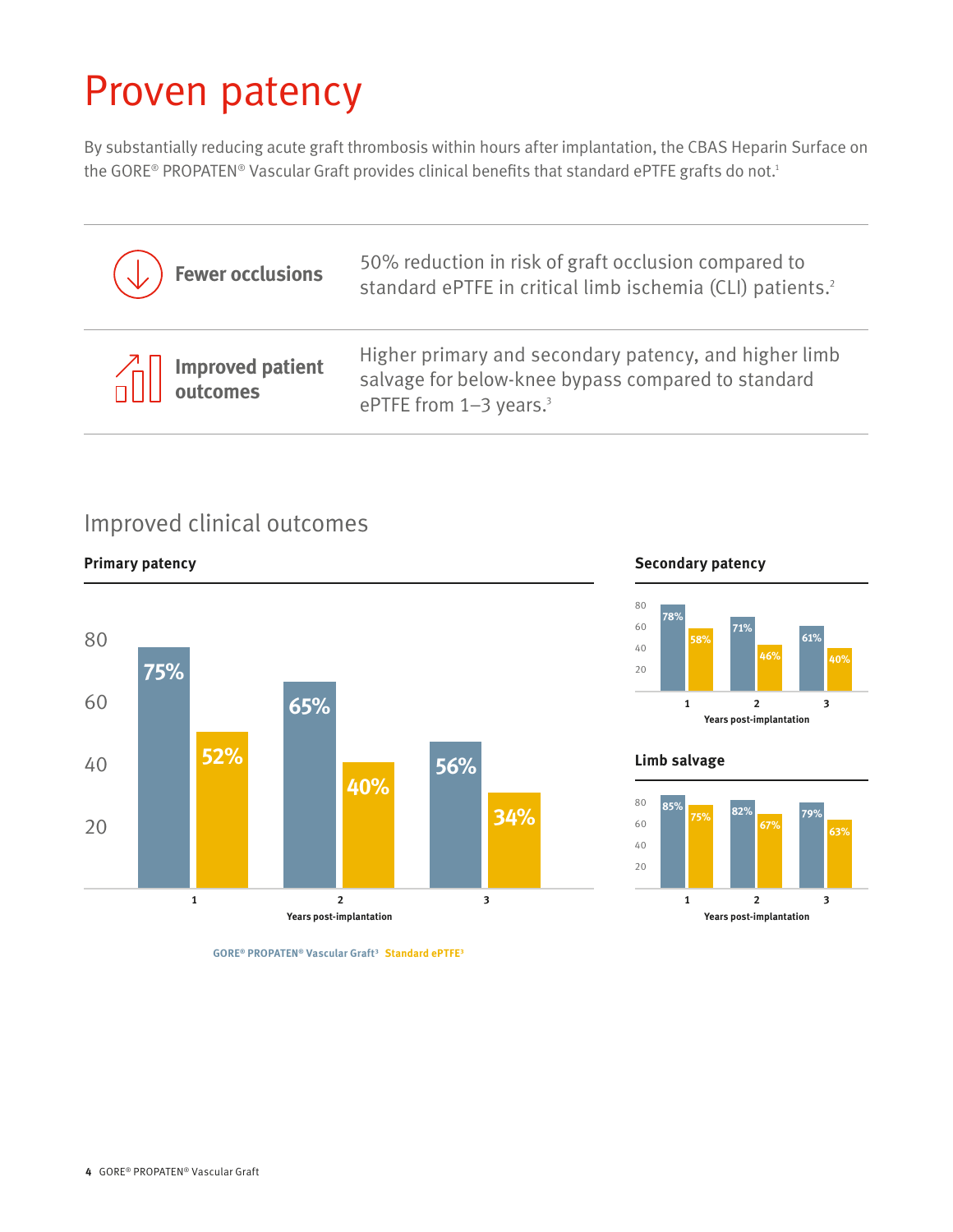# Proven patency

By substantially reducing acute graft thrombosis within hours after implantation, the CBAS Heparin Surface on the GORE® PROPATEN® Vascular Graft provides clinical benefits that standard ePTFE grafts do not.[1]

| | |
|---|---|
| **Fewer occlusions** | 50% reduction in risk of graft occlusion compared to standard ePTFE in critical limb ischemia (CLI) patients.[2] |
| **Improved patient outcomes** | Higher primary and secondary patency, and higher limb salvage for below-knee bypass compared to standard ePTFE from 1–3 years.[3] |

## Improved clinical outcomes

### Primary patency

| Years post-implantation | GORE® PROPATEN® Vascular Graft[3] | Standard ePTFE[3] |
|---|---|---|
| 1 | 75% | 52% |
| 2 | 65% | 40% |
| 3 | 56% | 34% |

### Secondary patency

| Years post-implantation | GORE® PROPATEN® Vascular Graft[3] | Standard ePTFE[3] |
|---|---|---|
| 1 | 78% | 58% |
| 2 | 71% | 46% |
| 3 | 61% | 40% |

### Limb salvage

| Years post-implantation | GORE® PROPATEN® Vascular Graft[3] | Standard ePTFE[3] |
|---|---|---|
| 1 | 85% | 75% |
| 2 | 82% | 67% |
| 3 | 79% | 63% |

GORE® PROPATEN® Vascular Graft[3] Standard ePTFE[3]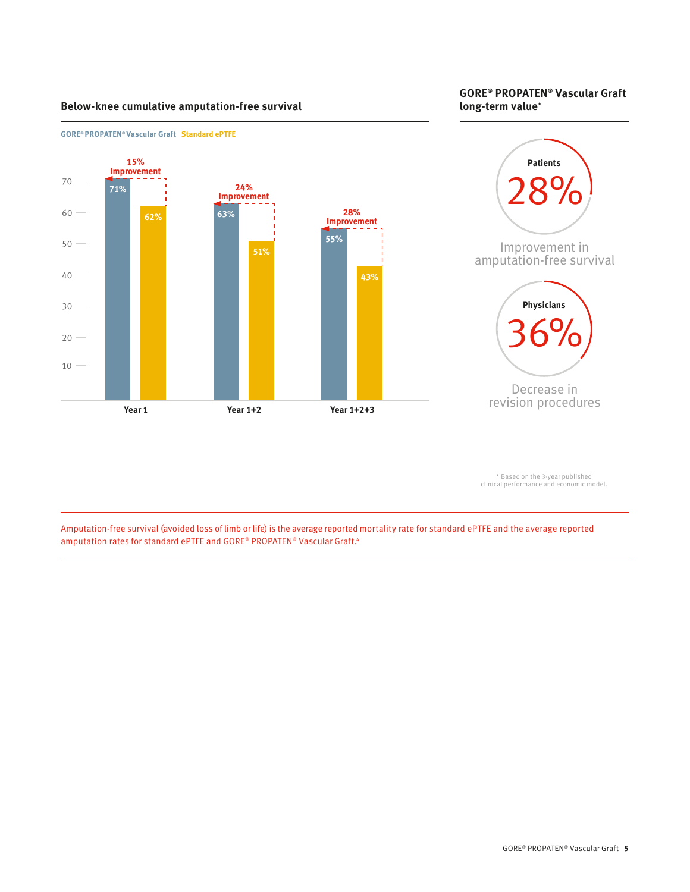## Below-knee cumulative amputation-free survival

GORE® PROPATEN® Vascular Graft   Standard ePTFE

| | GORE® PROPATEN® Vascular Graft | Standard ePTFE | Improvement |
|---|---|---|---|
| Year 1 | 71% | 62% | 15% Improvement |
| Year 1+2 | 63% | 51% | 24% Improvement |
| Year 1+2+3 | 55% | 43% | 28% Improvement |

## GORE® PROPATEN® Vascular Graft long-term value*

**Patients**

28%

Improvement in amputation-free survival

**Physicians**

36%

Decrease in revision procedures

* Based on the 3-year published clinical performance and economic model.

Amputation-free survival (avoided loss of limb or life) is the average reported mortality rate for standard ePTFE and the average reported amputation rates for standard ePTFE and GORE® PROPATEN® Vascular Graft.[4]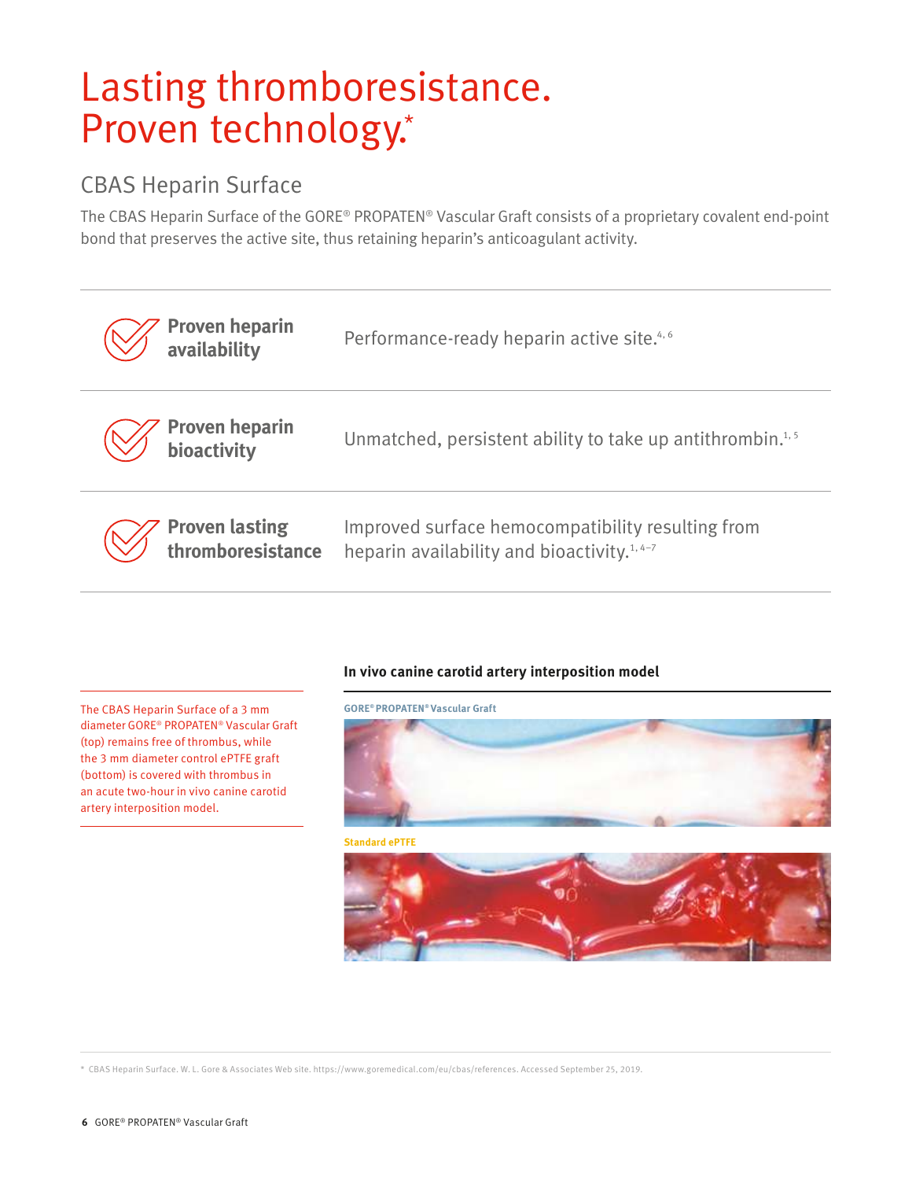# Lasting thromboresistance. Proven technology.*

## CBAS Heparin Surface

The CBAS Heparin Surface of the GORE® PROPATEN® Vascular Graft consists of a proprietary covalent end-point bond that preserves the active site, thus retaining heparin's anticoagulant activity.

| | |
|---|---|
| **Proven heparin availability** | Performance-ready heparin active site.[4, 6] |
| **Proven heparin bioactivity** | Unmatched, persistent ability to take up antithrombin.[1, 5] |
| **Proven lasting thromboresistance** | Improved surface hemocompatibility resulting from heparin availability and bioactivity.[1, 4–7] |

The CBAS Heparin Surface of a 3 mm diameter GORE® PROPATEN® Vascular Graft (top) remains free of thrombus, while the 3 mm diameter control ePTFE graft (bottom) is covered with thrombus in an acute two-hour in vivo canine carotid artery interposition model.

**In vivo canine carotid artery interposition model**

GORE® PROPATEN® Vascular Graft

Standard ePTFE

\* CBAS Heparin Surface. W. L. Gore & Associates Web site. https://www.goremedical.com/eu/cbas/references. Accessed September 25, 2019.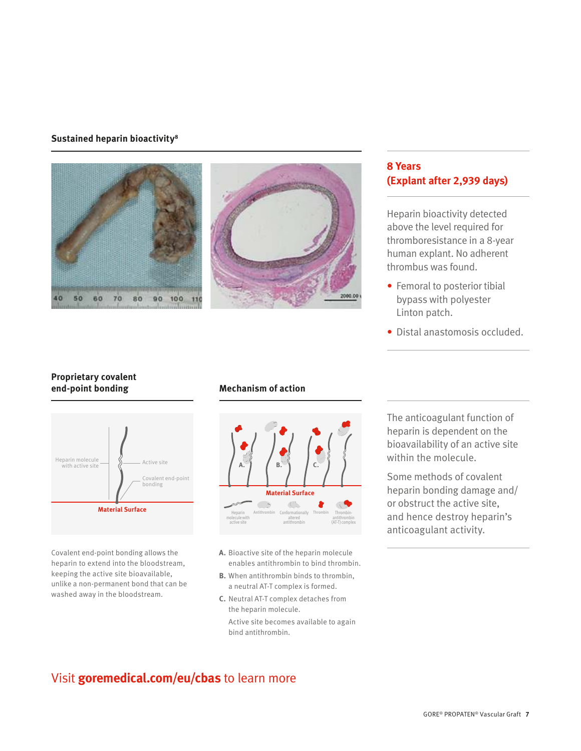## Sustained heparin bioactivity[8]

### 8 Years (Explant after 2,939 days)

Heparin bioactivity detected above the level required for thromboresistance in a 8-year human explant. No adherent thrombus was found.

- Femoral to posterior tibial bypass with polyester Linton patch.
- Distal anastomosis occluded.

## Proprietary covalent end-point bonding

Covalent end-point bonding allows the heparin to extend into the bloodstream, keeping the active site bioavailable, unlike a non-permanent bond that can be washed away in the bloodstream.

## Mechanism of action

**A.** Bioactive site of the heparin molecule enables antithrombin to bind thrombin.

**B.** When antithrombin binds to thrombin, a neutral AT-T complex is formed.

**C.** Neutral AT-T complex detaches from the heparin molecule.

Active site becomes available to again bind antithrombin.

The anticoagulant function of heparin is dependent on the bioavailability of an active site within the molecule.

Some methods of covalent heparin bonding damage and/or obstruct the active site, and hence destroy heparin's anticoagulant activity.

Visit **goremedical.com/eu/cbas** to learn more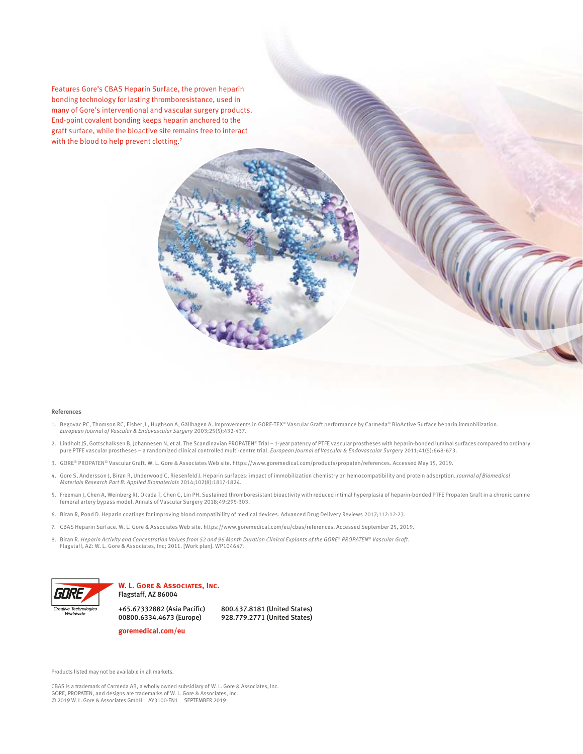Features Gore's CBAS Heparin Surface, the proven heparin bonding technology for lasting thromboresistance, used in many of Gore's interventional and vascular surgery products. End-point covalent bonding keeps heparin anchored to the graft surface, while the bioactive site remains free to interact with the blood to help prevent clotting.[7]

**References**

1. Begovac PC, Thomson RC, Fisher JL, Hughson A, Gällhagen A. Improvements in GORE-TEX® Vascular Graft performance by Carmeda® BioActive Surface heparin immobilization. *European Journal of Vascular & Endovascular Surgery* 2003;25(5):432-437.
2. Lindholt JS, Gottschalksen B, Johannesen N, et al. The Scandinavian PROPATEN® Trial – 1-year patency of PTFE vascular prostheses with heparin-bonded luminal surfaces compared to ordinary pure PTFE vascular prostheses – a randomized clinical controlled multi-centre trial. *European Journal of Vascular & Endovascular Surgery* 2011;41(5):668-673.
3. GORE® PROPATEN® Vascular Graft. W. L. Gore & Associates Web site. https://www.goremedical.com/products/propaten/references. Accessed May 15, 2019.
4. Gore S, Andersson J, Biran R, Underwood C, Riesenfeld J. Heparin surfaces: impact of immobilization chemistry on hemocompatibility and protein adsorption. *Journal of Biomedical Materials Research Part B: Applied Biomaterials* 2014;102(8):1817-1824.
5. Freeman J, Chen A, Weinberg RJ, Okada T, Chen C, Lin PH. Sustained thromboresistant bioactivity with reduced intimal hyperplasia of heparin-bonded PTFE Propaten Graft in a chronic canine femoral artery bypass model. Annals of Vascular Surgery 2018;49:295-303.
6. Biran R, Pond D. Heparin coatings for improving blood compatibility of medical devices. Advanced Drug Delivery Reviews 2017;112:12-23.
7. CBAS Heparin Surface. W. L. Gore & Associates Web site. https://www.goremedical.com/eu/cbas/references. Accessed September 25, 2019.
8. Biran R. *Heparin Activity and Concentration Values from 52 and 96 Month Duration Clinical Explants of the GORE® PROPATEN® Vascular Graft.* Flagstaff, AZ: W. L. Gore & Associates, Inc; 2011. [Work plan]. WP104647.

GORE
Creative Technologies Worldwide

**W. L. Gore & Associates, Inc.**
**Flagstaff, AZ 86004**

+65.67332882 (Asia Pacific)
00800.6334.4673 (Europe)
800.437.8181 (United States)
928.779.2771 (United States)

**goremedical.com/eu**

Products listed may not be available in all markets.

CBAS is a trademark of Carmeda AB, a wholly owned subsidiary of W. L. Gore & Associates, Inc.
GORE, PROPATEN, and designs are trademarks of W. L. Gore & Associates, Inc.
© 2019 W. L. Gore & Associates GmbH AY3100-EN1 SEPTEMBER 2019